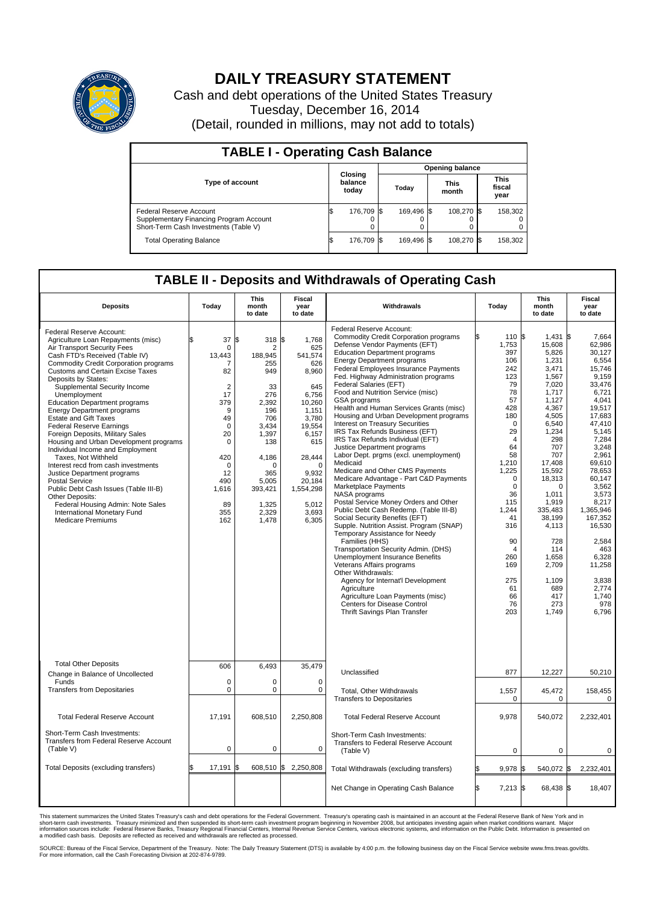# DAILY TREASURY STATEMENT

Cash and debt operations of the United States Treasury

Tuesday, December 16, 2014

(Detail, rounded in millions, may not add to totals)

## TABLE I - Operating Cash Balance

| Type of account | Closing balance today | Opening balance Today | Opening balance This month | Opening balance This fiscal year |
|---|---|---|---|---|
| Federal Reserve Account | $ 176,709 | $ 169,496 | $ 108,270 | $ 158,302 |
| Supplementary Financing Program Account | 0 | 0 | 0 | 0 |
| Short-Term Cash Investments (Table V) | 0 | 0 | 0 | 0 |
| Total Operating Balance | $ 176,709 | $ 169,496 | $ 108,270 | $ 158,302 |

## TABLE II - Deposits and Withdrawals of Operating Cash

| Deposits | Today | This month to date | Fiscal year to date |
|---|---|---|---|
| Federal Reserve Account: | | | |
| Agriculture Loan Repayments (misc) | $ 37 | $ 318 | $ 1,768 |
| Air Transport Security Fees | 0 | 2 | 625 |
| Cash FTD's Received (Table IV) | 13,443 | 188,945 | 541,574 |
| Commodity Credit Corporation programs | 7 | 255 | 626 |
| Customs and Certain Excise Taxes | 82 | 949 | 8,960 |
| Deposits by States: | | | |
| Supplemental Security Income | 2 | 33 | 645 |
| Unemployment | 17 | 276 | 6,756 |
| Education Department programs | 379 | 2,392 | 10,260 |
| Energy Department programs | 9 | 196 | 1,151 |
| Estate and Gift Taxes | 49 | 706 | 3,780 |
| Federal Reserve Earnings | 0 | 3,434 | 19,554 |
| Foreign Deposits, Military Sales | 20 | 1,397 | 6,157 |
| Housing and Urban Development programs | 0 | 138 | 615 |
| Individual Income and Employment Taxes, Not Withheld | 420 | 4,186 | 28,444 |
| Interest recd from cash investments | 0 | 0 | 0 |
| Justice Department programs | 12 | 365 | 9,932 |
| Postal Service | 490 | 5,005 | 20,184 |
| Public Debt Cash Issues (Table III-B) | 1,616 | 393,421 | 1,554,298 |
| Other Deposits: | | | |
| Federal Housing Admin: Note Sales | 89 | 1,325 | 5,012 |
| International Monetary Fund | 355 | 2,329 | 3,693 |
| Medicare Premiums | 162 | 1,478 | 6,305 |
| Total Other Deposits | 606 | 6,493 | 35,479 |
| Change in Balance of Uncollected Funds | 0 | 0 | 0 |
| Transfers from Depositaries | 0 | 0 | 0 |
| Total Federal Reserve Account | 17,191 | 608,510 | 2,250,808 |
| Short-Term Cash Investments: Transfers from Federal Reserve Account (Table V) | 0 | 0 | 0 |
| Total Deposits (excluding transfers) | $ 17,191 | $ 608,510 | $ 2,250,808 |

| Withdrawals | Today | This month to date | Fiscal year to date |
|---|---|---|---|
| Federal Reserve Account: | | | |
| Commodity Credit Corporation programs | $ 110 | $ 1,431 | $ 7,664 |
| Defense Vendor Payments (EFT) | 1,753 | 15,608 | 62,986 |
| Education Department programs | 397 | 5,826 | 30,127 |
| Energy Department programs | 106 | 1,231 | 6,554 |
| Federal Employees Insurance Payments | 242 | 3,471 | 15,746 |
| Fed. Highway Administration programs | 123 | 1,567 | 9,159 |
| Federal Salaries (EFT) | 79 | 7,020 | 33,476 |
| Food and Nutrition Service (misc) | 78 | 1,717 | 6,721 |
| GSA programs | 57 | 1,127 | 4,041 |
| Health and Human Services Grants (misc) | 428 | 4,367 | 19,517 |
| Housing and Urban Development programs | 180 | 4,505 | 17,683 |
| Interest on Treasury Securities | 0 | 6,540 | 47,410 |
| IRS Tax Refunds Business (EFT) | 29 | 1,234 | 5,145 |
| IRS Tax Refunds Individual (EFT) | 4 | 298 | 7,284 |
| Justice Department programs | 64 | 707 | 3,248 |
| Labor Dept. prgms (excl. unemployment) | 58 | 707 | 2,961 |
| Medicaid | 1,210 | 17,408 | 69,610 |
| Medicare and Other CMS Payments | 1,225 | 15,592 | 78,653 |
| Medicare Advantage - Part C&D Payments | 0 | 18,313 | 60,147 |
| Marketplace Payments | 0 | 0 | 3,562 |
| NASA programs | 36 | 1,011 | 3,573 |
| Postal Service Money Orders and Other | 115 | 1,919 | 8,217 |
| Public Debt Cash Redemp. (Table III-B) | 1,244 | 335,483 | 1,365,946 |
| Social Security Benefits (EFT) | 41 | 38,199 | 167,352 |
| Supple. Nutrition Assist. Program (SNAP) | 316 | 4,113 | 16,530 |
| Temporary Assistance for Needy Families (HHS) | 90 | 728 | 2,584 |
| Transportation Security Admin. (DHS) | 4 | 114 | 463 |
| Unemployment Insurance Benefits | 260 | 1,658 | 6,328 |
| Veterans Affairs programs | 169 | 2,709 | 11,258 |
| Other Withdrawals: | | | |
| Agency for Internat'l Development | 275 | 1,109 | 3,838 |
| Agriculture | 61 | 689 | 2,774 |
| Agriculture Loan Payments (misc) | 66 | 417 | 1,740 |
| Centers for Disease Control | 76 | 273 | 978 |
| Thrift Savings Plan Transfer | 203 | 1,749 | 6,796 |
| Unclassified | 877 | 12,227 | 50,210 |
| Total, Other Withdrawals | 1,557 | 45,472 | 158,455 |
| Transfers to Depositaries | 0 | 0 | 0 |
| Total Federal Reserve Account | 9,978 | 540,072 | 2,232,401 |
| Short-Term Cash Investments: Transfers to Federal Reserve Account (Table V) | 0 | 0 | 0 |
| Total Withdrawals (excluding transfers) | $ 9,978 | $ 540,072 | $ 2,232,401 |
| Net Change in Operating Cash Balance | $ 7,213 | $ 68,438 | $ 18,407 |

This statement summarizes the United States Treasury's cash and debt operations for the Federal Government. Treasury's operating cash is maintained in an account at the Federal Reserve Bank of New York and in short-term cash investments. Treasury minimized and then suspended its short-term cash investment program beginning in November 2008, but anticipates investing again when market conditions warrant. Major information sources include: Federal Reserve Banks, Treasury Regional Financial Centers, Internal Revenue Service Centers, various electronic systems, and information on the Public Debt. Information is presented on a modified cash basis. Deposits are reflected as received and withdrawals are reflected as processed.

SOURCE: Bureau of the Fiscal Service, Department of the Treasury. Note: The Daily Treasury Statement (DTS) is available by 4:00 p.m. the following business day on the Fiscal Service website www.fms.treas.gov/dts. For more information, call the Cash Forecasting Division at 202-874-9789.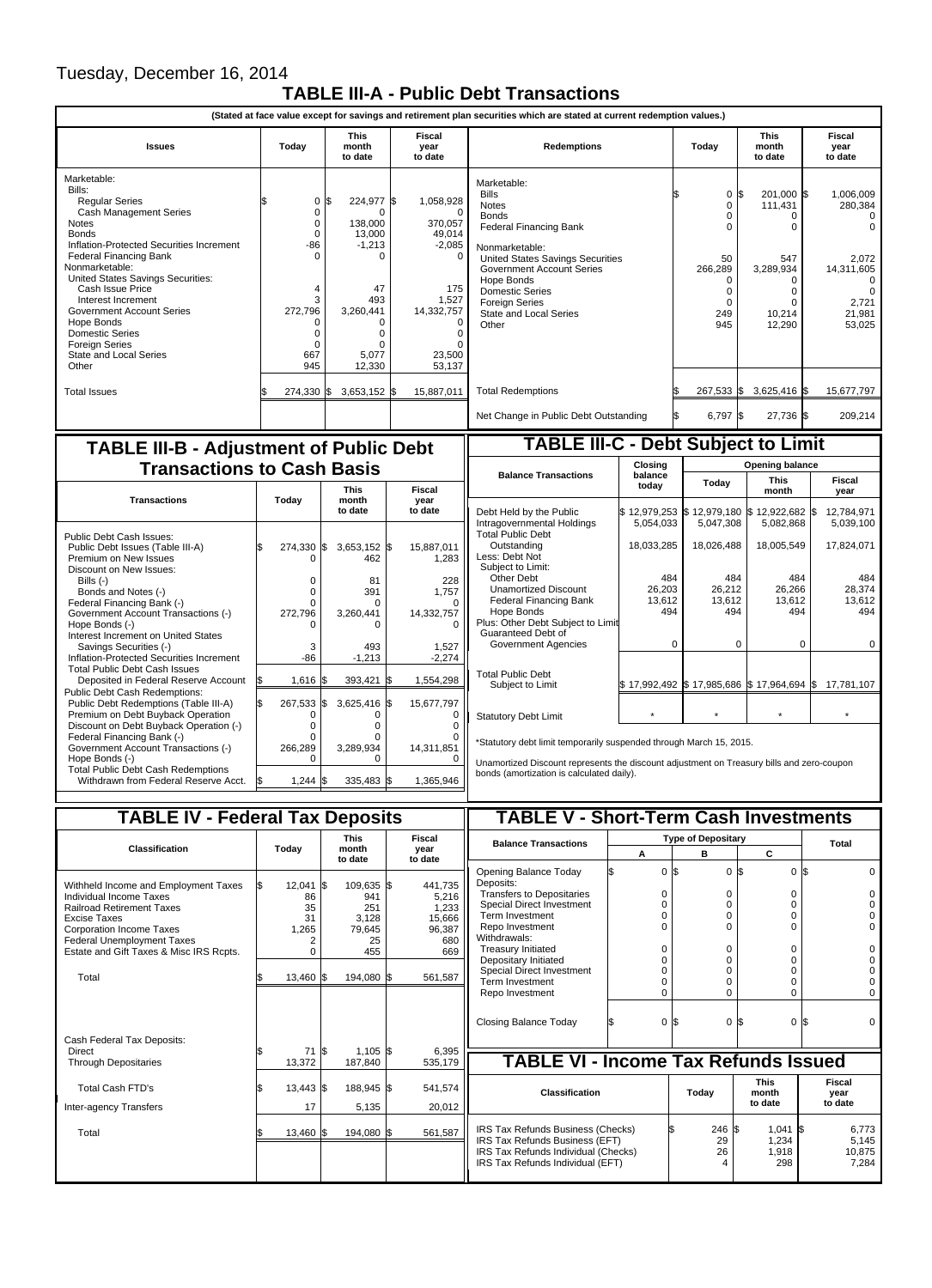Tuesday, December 16, 2014

# TABLE III-A - Public Debt Transactions

(Stated at face value except for savings and retirement plan securities which are stated at current redemption values.)

| Issues | Today | This month to date | Fiscal year to date |
|---|---|---|---|
| Marketable: | | | |
| Bills: | | | |
| Regular Series | $ 0 | $ 224,977 | $ 1,058,928 |
| Cash Management Series | 0 | 0 | 0 |
| Notes | 0 | 138,000 | 370,057 |
| Bonds | 0 | 13,000 | 49,014 |
| Inflation-Protected Securities Increment | -86 | -1,213 | -2,085 |
| Federal Financing Bank | 0 | 0 | 0 |
| Nonmarketable: | | | |
| United States Savings Securities: | | | |
| Cash Issue Price | 4 | 47 | 175 |
| Interest Increment | 3 | 493 | 1,527 |
| Government Account Series | 272,796 | 3,260,441 | 14,332,757 |
| Hope Bonds | 0 | 0 | 0 |
| Domestic Series | 0 | 0 | 0 |
| Foreign Series | 0 | 0 | 0 |
| State and Local Series | 667 | 5,077 | 23,500 |
| Other | 945 | 12,330 | 53,137 |
| Total Issues | $ 274,330 | $ 3,653,152 | $ 15,887,011 |

| Redemptions | Today | This month to date | Fiscal year to date |
|---|---|---|---|
| Marketable: | | | |
| Bills | $ 0 | $ 201,000 | $ 1,006,009 |
| Notes | 0 | 111,431 | 280,384 |
| Bonds | 0 | 0 | 0 |
| Federal Financing Bank | 0 | 0 | 0 |
| Nonmarketable: | | | |
| United States Savings Securities | 50 | 547 | 2,072 |
| Government Account Series | 266,289 | 3,289,934 | 14,311,605 |
| Hope Bonds | 0 | 0 | 0 |
| Domestic Series | 0 | 0 | 0 |
| Foreign Series | 0 | 0 | 2,721 |
| State and Local Series | 249 | 10,214 | 21,981 |
| Other | 945 | 12,290 | 53,025 |
| Total Redemptions | $ 267,533 | $ 3,625,416 | $ 15,677,797 |
| Net Change in Public Debt Outstanding | $ 6,797 | $ 27,736 | $ 209,214 |

# TABLE III-B - Adjustment of Public Debt Transactions to Cash Basis

| Transactions | Today | This month to date | Fiscal year to date |
|---|---|---|---|
| Public Debt Cash Issues: | | | |
| Public Debt Issues (Table III-A) | $ 274,330 | $ 3,653,152 | $ 15,887,011 |
| Premium on New Issues | 0 | 462 | 1,283 |
| Discount on New Issues: | | | |
| Bills (-) | 0 | 81 | 228 |
| Bonds and Notes (-) | 0 | 391 | 1,757 |
| Federal Financing Bank (-) | 0 | 0 | 0 |
| Government Account Transactions (-) | 272,796 | 3,260,441 | 14,332,757 |
| Hope Bonds (-) | 0 | 0 | 0 |
| Interest Increment on United States Savings Securities (-) | 3 | 493 | 1,527 |
| Inflation-Protected Securities Increment | -86 | -1,213 | -2,274 |
| Total Public Debt Cash Issues Deposited in Federal Reserve Account | $ 1,616 | $ 393,421 | $ 1,554,298 |
| Public Debt Cash Redemptions: | | | |
| Public Debt Redemptions (Table III-A) | $ 267,533 | $ 3,625,416 | $ 15,677,797 |
| Premium on Debt Buyback Operation | 0 | 0 | 0 |
| Discount on Debt Buyback Operation (-) | 0 | 0 | 0 |
| Federal Financing Bank (-) | 0 | 0 | 0 |
| Government Account Transactions (-) | 266,289 | 3,289,934 | 14,311,851 |
| Hope Bonds (-) | 0 | 0 | 0 |
| Total Public Debt Cash Redemptions Withdrawn from Federal Reserve Acct. | $ 1,244 | $ 335,483 | $ 1,365,946 |

# TABLE III-C - Debt Subject to Limit

| Balance Transactions | Closing balance today | Opening balance Today | Opening balance This month | Opening balance Fiscal year |
|---|---|---|---|---|
| Debt Held by the Public | $ 12,979,253 | $ 12,979,180 | $ 12,922,682 | $ 12,784,971 |
| Intragovernmental Holdings | 5,054,033 | 5,047,308 | 5,082,868 | 5,039,100 |
| Total Public Debt Outstanding | 18,033,285 | 18,026,488 | 18,005,549 | 17,824,071 |
| Less: Debt Not Subject to Limit: | | | | |
| Other Debt | 484 | 484 | 484 | 484 |
| Unamortized Discount | 26,203 | 26,212 | 26,266 | 28,374 |
| Federal Financing Bank | 13,612 | 13,612 | 13,612 | 13,612 |
| Hope Bonds | 494 | 494 | 494 | 494 |
| Plus: Other Debt Subject to Limit | | | | |
| Guaranteed Debt of Government Agencies | 0 | 0 | 0 | 0 |
| Total Public Debt Subject to Limit | $ 17,992,492 | $ 17,985,686 | $ 17,964,694 | $ 17,781,107 |
| Statutory Debt Limit | * | * | * | * |

*Statutory debt limit temporarily suspended through March 15, 2015.

Unamortized Discount represents the discount adjustment on Treasury bills and zero-coupon bonds (amortization is calculated daily).

# TABLE IV - Federal Tax Deposits

| Classification | Today | This month to date | Fiscal year to date |
|---|---|---|---|
| Withheld Income and Employment Taxes | $ 12,041 | $ 109,635 | $ 441,735 |
| Individual Income Taxes | 86 | 941 | 5,216 |
| Railroad Retirement Taxes | 35 | 251 | 1,233 |
| Excise Taxes | 31 | 3,128 | 15,666 |
| Corporation Income Taxes | 1,265 | 79,645 | 96,387 |
| Federal Unemployment Taxes | 2 | 25 | 680 |
| Estate and Gift Taxes & Misc IRS Rcpts. | 0 | 455 | 669 |
| Total | $ 13,460 | $ 194,080 | $ 561,587 |
| Cash Federal Tax Deposits: | | | |
| Direct | $ 71 | $ 1,105 | $ 6,395 |
| Through Depositaries | 13,372 | 187,840 | 535,179 |
| Total Cash FTD's | $ 13,443 | $ 188,945 | $ 541,574 |
| Inter-agency Transfers | 17 | 5,135 | 20,012 |
| Total | $ 13,460 | $ 194,080 | $ 561,587 |

# TABLE V - Short-Term Cash Investments

| Balance Transactions | Type of Depositary A | Type of Depositary B | Type of Depositary C | Total |
|---|---|---|---|---|
| Opening Balance Today | $ 0 | $ 0 | $ 0 | $ 0 |
| Deposits: | | | | |
| Transfers to Depositaries | 0 | 0 | 0 | 0 |
| Special Direct Investment | 0 | 0 | 0 | 0 |
| Term Investment | 0 | 0 | 0 | 0 |
| Repo Investment | 0 | 0 | 0 | 0 |
| Withdrawals: | | | | |
| Treasury Initiated | 0 | 0 | 0 | 0 |
| Depositary Initiated | 0 | 0 | 0 | 0 |
| Special Direct Investment | 0 | 0 | 0 | 0 |
| Term Investment | 0 | 0 | 0 | 0 |
| Repo Investment | 0 | 0 | 0 | 0 |
| Closing Balance Today | $ 0 | $ 0 | $ 0 | $ 0 |

# TABLE VI - Income Tax Refunds Issued

| Classification | Today | This month to date | Fiscal year to date |
|---|---|---|---|
| IRS Tax Refunds Business (Checks) | $ 246 | $ 1,041 | $ 6,773 |
| IRS Tax Refunds Business (EFT) | 29 | 1,234 | 5,145 |
| IRS Tax Refunds Individual (Checks) | 26 | 1,918 | 10,875 |
| IRS Tax Refunds Individual (EFT) | 4 | 298 | 7,284 |